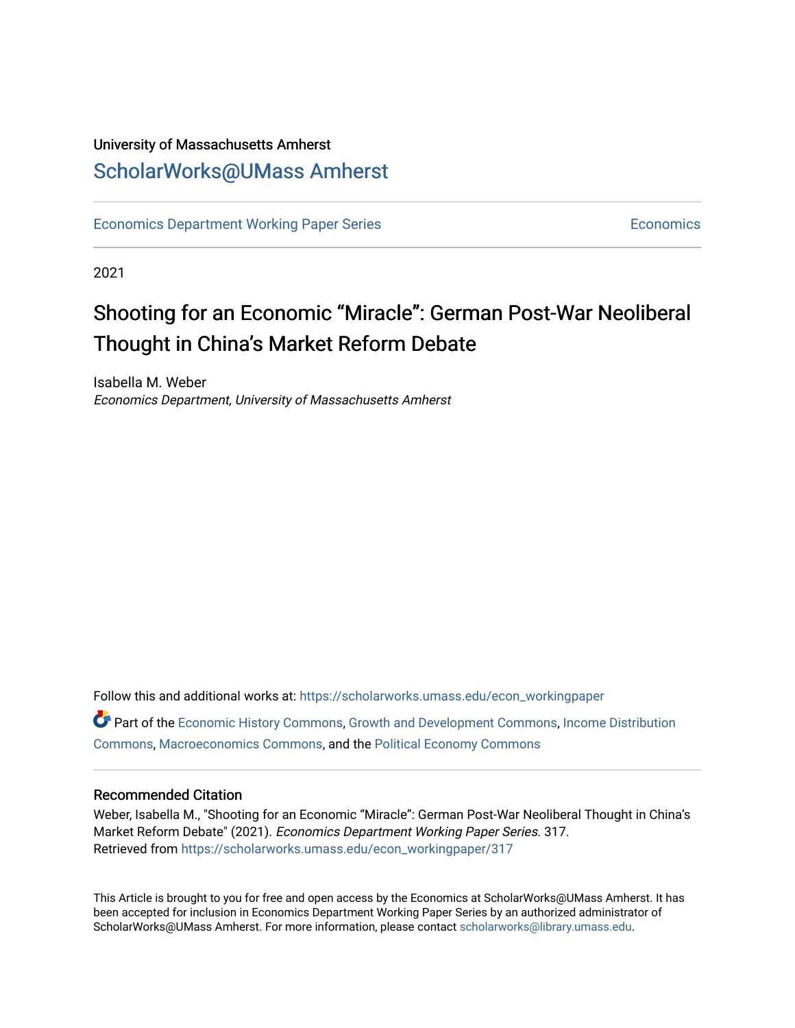University of Massachusetts Amherst

[ScholarWorks@UMass Amherst](https://scholarworks.umass.edu)

Economics Department Working Paper Series — Economics

2021

# Shooting for an Economic “Miracle”: German Post-War Neoliberal Thought in China’s Market Reform Debate

Isabella M. Weber

*Economics Department, University of Massachusetts Amherst*

Follow this and additional works at: https://scholarworks.umass.edu/econ_workingpaper

Part of the Economic History Commons, Growth and Development Commons, Income Distribution Commons, Macroeconomics Commons, and the Political Economy Commons

## Recommended Citation

Weber, Isabella M., "Shooting for an Economic “Miracle”: German Post-War Neoliberal Thought in China’s Market Reform Debate" (2021). *Economics Department Working Paper Series*. 317.
Retrieved from https://scholarworks.umass.edu/econ_workingpaper/317

This Article is brought to you for free and open access by the Economics at ScholarWorks@UMass Amherst. It has been accepted for inclusion in Economics Department Working Paper Series by an authorized administrator of ScholarWorks@UMass Amherst. For more information, please contact scholarworks@library.umass.edu.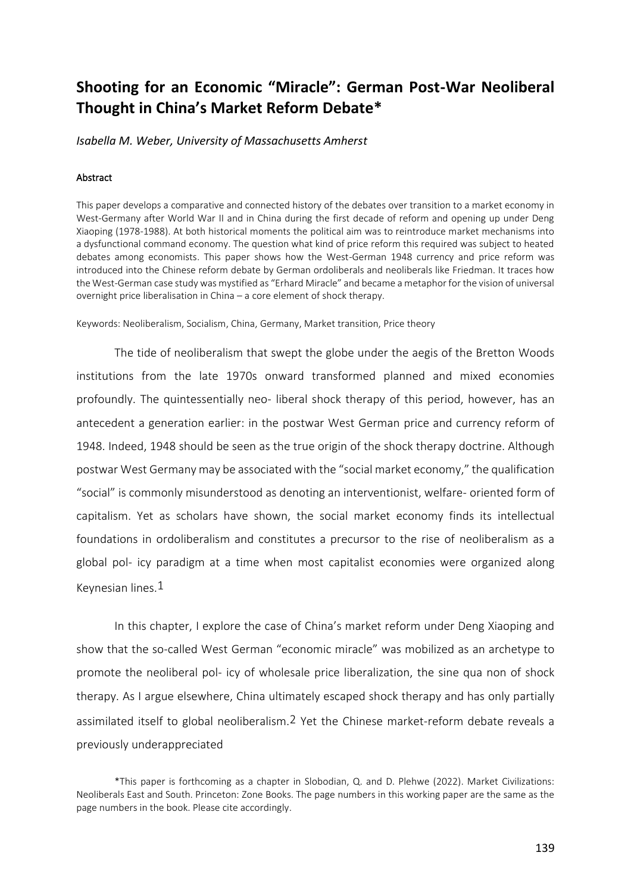# Shooting for an Economic "Miracle": German Post-War Neoliberal Thought in China's Market Reform Debate*

*Isabella M. Weber, University of Massachusetts Amherst*

**Abstract**

This paper develops a comparative and connected history of the debates over transition to a market economy in West-Germany after World War II and in China during the first decade of reform and opening up under Deng Xiaoping (1978-1988). At both historical moments the political aim was to reintroduce market mechanisms into a dysfunctional command economy. The question what kind of price reform this required was subject to heated debates among economists. This paper shows how the West-German 1948 currency and price reform was introduced into the Chinese reform debate by German ordoliberals and neoliberals like Friedman. It traces how the West-German case study was mystified as "Erhard Miracle" and became a metaphor for the vision of universal overnight price liberalisation in China – a core element of shock therapy.

Keywords: Neoliberalism, Socialism, China, Germany, Market transition, Price theory

The tide of neoliberalism that swept the globe under the aegis of the Bretton Woods institutions from the late 1970s onward transformed planned and mixed economies profoundly. The quintessentially neo- liberal shock therapy of this period, however, has an antecedent a generation earlier: in the postwar West German price and currency reform of 1948. Indeed, 1948 should be seen as the true origin of the shock therapy doctrine. Although postwar West Germany may be associated with the "social market economy," the qualification "social" is commonly misunderstood as denoting an interventionist, welfare- oriented form of capitalism. Yet as scholars have shown, the social market economy finds its intellectual foundations in ordoliberalism and constitutes a precursor to the rise of neoliberalism as a global pol- icy paradigm at a time when most capitalist economies were organized along Keynesian lines.[1]

In this chapter, I explore the case of China's market reform under Deng Xiaoping and show that the so-called West German "economic miracle" was mobilized as an archetype to promote the neoliberal pol- icy of wholesale price liberalization, the sine qua non of shock therapy. As I argue elsewhere, China ultimately escaped shock therapy and has only partially assimilated itself to global neoliberalism.[2] Yet the Chinese market-reform debate reveals a previously underappreciated

*This paper is forthcoming as a chapter in Slobodian, Q. and D. Plehwe (2022). Market Civilizations: Neoliberals East and South. Princeton: Zone Books. The page numbers in this working paper are the same as the page numbers in the book. Please cite accordingly.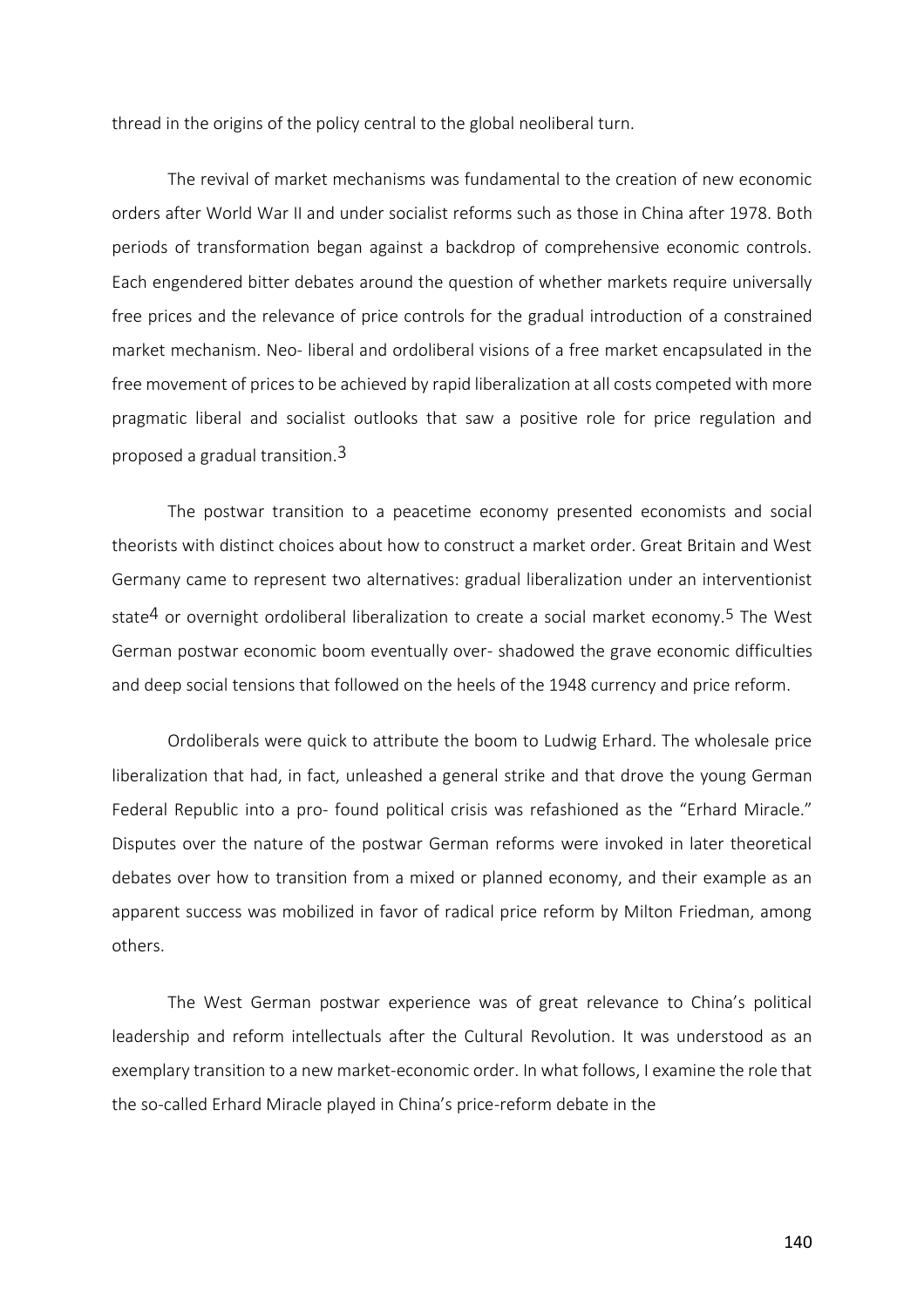thread in the origins of the policy central to the global neoliberal turn.

The revival of market mechanisms was fundamental to the creation of new economic orders after World War II and under socialist reforms such as those in China after 1978. Both periods of transformation began against a backdrop of comprehensive economic controls. Each engendered bitter debates around the question of whether markets require universally free prices and the relevance of price controls for the gradual introduction of a constrained market mechanism. Neo- liberal and ordoliberal visions of a free market encapsulated in the free movement of prices to be achieved by rapid liberalization at all costs competed with more pragmatic liberal and socialist outlooks that saw a positive role for price regulation and proposed a gradual transition.[3]

The postwar transition to a peacetime economy presented economists and social theorists with distinct choices about how to construct a market order. Great Britain and West Germany came to represent two alternatives: gradual liberalization under an interventionist state[4] or overnight ordoliberal liberalization to create a social market economy.[5] The West German postwar economic boom eventually over- shadowed the grave economic difficulties and deep social tensions that followed on the heels of the 1948 currency and price reform.

Ordoliberals were quick to attribute the boom to Ludwig Erhard. The wholesale price liberalization that had, in fact, unleashed a general strike and that drove the young German Federal Republic into a pro- found political crisis was refashioned as the "Erhard Miracle." Disputes over the nature of the postwar German reforms were invoked in later theoretical debates over how to transition from a mixed or planned economy, and their example as an apparent success was mobilized in favor of radical price reform by Milton Friedman, among others.

The West German postwar experience was of great relevance to China's political leadership and reform intellectuals after the Cultural Revolution. It was understood as an exemplary transition to a new market-economic order. In what follows, I examine the role that the so-called Erhard Miracle played in China's price-reform debate in the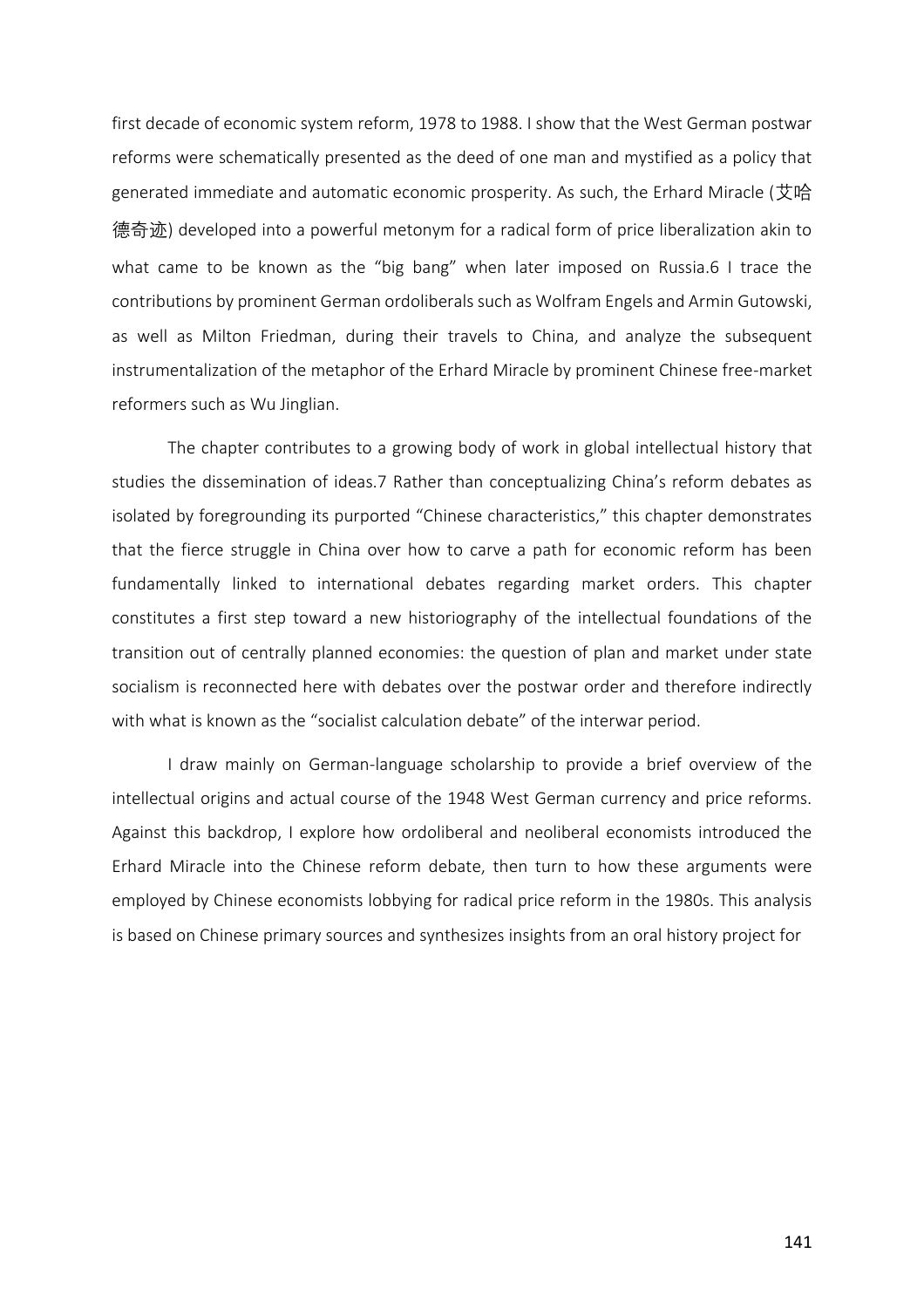first decade of economic system reform, 1978 to 1988. I show that the West German postwar reforms were schematically presented as the deed of one man and mystified as a policy that generated immediate and automatic economic prosperity. As such, the Erhard Miracle (艾哈德奇迹) developed into a powerful metonym for a radical form of price liberalization akin to what came to be known as the "big bang" when later imposed on Russia.6 I trace the contributions by prominent German ordoliberals such as Wolfram Engels and Armin Gutowski, as well as Milton Friedman, during their travels to China, and analyze the subsequent instrumentalization of the metaphor of the Erhard Miracle by prominent Chinese free-market reformers such as Wu Jinglian.

The chapter contributes to a growing body of work in global intellectual history that studies the dissemination of ideas.7 Rather than conceptualizing China's reform debates as isolated by foregrounding its purported "Chinese characteristics," this chapter demonstrates that the fierce struggle in China over how to carve a path for economic reform has been fundamentally linked to international debates regarding market orders. This chapter constitutes a first step toward a new historiography of the intellectual foundations of the transition out of centrally planned economies: the question of plan and market under state socialism is reconnected here with debates over the postwar order and therefore indirectly with what is known as the "socialist calculation debate" of the interwar period.

I draw mainly on German-language scholarship to provide a brief overview of the intellectual origins and actual course of the 1948 West German currency and price reforms. Against this backdrop, I explore how ordoliberal and neoliberal economists introduced the Erhard Miracle into the Chinese reform debate, then turn to how these arguments were employed by Chinese economists lobbying for radical price reform in the 1980s. This analysis is based on Chinese primary sources and synthesizes insights from an oral history project for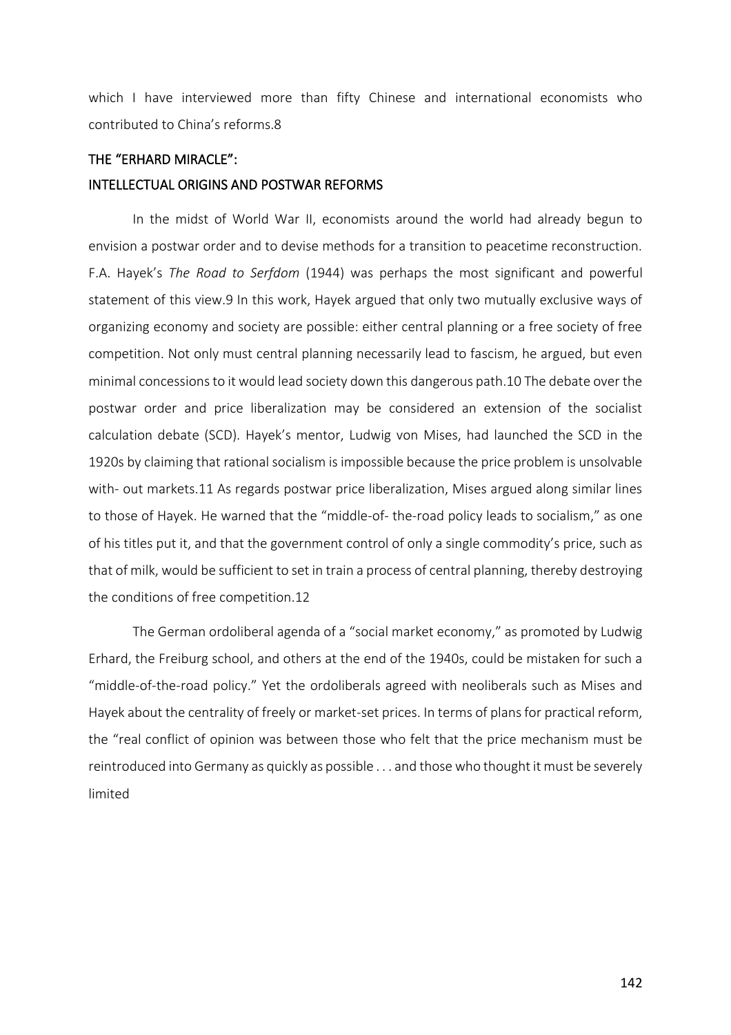which I have interviewed more than fifty Chinese and international economists who contributed to China's reforms.8

## THE "ERHARD MIRACLE": INTELLECTUAL ORIGINS AND POSTWAR REFORMS

In the midst of World War II, economists around the world had already begun to envision a postwar order and to devise methods for a transition to peacetime reconstruction. F.A. Hayek's *The Road to Serfdom* (1944) was perhaps the most significant and powerful statement of this view.9 In this work, Hayek argued that only two mutually exclusive ways of organizing economy and society are possible: either central planning or a free society of free competition. Not only must central planning necessarily lead to fascism, he argued, but even minimal concessions to it would lead society down this dangerous path.10 The debate over the postwar order and price liberalization may be considered an extension of the socialist calculation debate (SCD). Hayek's mentor, Ludwig von Mises, had launched the SCD in the 1920s by claiming that rational socialism is impossible because the price problem is unsolvable with- out markets.11 As regards postwar price liberalization, Mises argued along similar lines to those of Hayek. He warned that the "middle-of- the-road policy leads to socialism," as one of his titles put it, and that the government control of only a single commodity's price, such as that of milk, would be sufficient to set in train a process of central planning, thereby destroying the conditions of free competition.12

The German ordoliberal agenda of a "social market economy," as promoted by Ludwig Erhard, the Freiburg school, and others at the end of the 1940s, could be mistaken for such a "middle-of-the-road policy." Yet the ordoliberals agreed with neoliberals such as Mises and Hayek about the centrality of freely or market-set prices. In terms of plans for practical reform, the "real conflict of opinion was between those who felt that the price mechanism must be reintroduced into Germany as quickly as possible . . . and those who thought it must be severely limited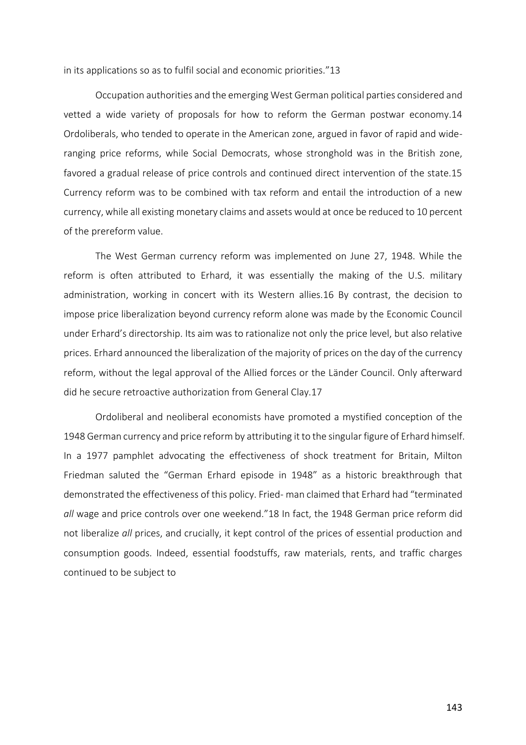in its applications so as to fulfil social and economic priorities."13

Occupation authorities and the emerging West German political parties considered and vetted a wide variety of proposals for how to reform the German postwar economy.14 Ordoliberals, who tended to operate in the American zone, argued in favor of rapid and wide-ranging price reforms, while Social Democrats, whose stronghold was in the British zone, favored a gradual release of price controls and continued direct intervention of the state.15 Currency reform was to be combined with tax reform and entail the introduction of a new currency, while all existing monetary claims and assets would at once be reduced to 10 percent of the prereform value.

The West German currency reform was implemented on June 27, 1948. While the reform is often attributed to Erhard, it was essentially the making of the U.S. military administration, working in concert with its Western allies.16 By contrast, the decision to impose price liberalization beyond currency reform alone was made by the Economic Council under Erhard's directorship. Its aim was to rationalize not only the price level, but also relative prices. Erhard announced the liberalization of the majority of prices on the day of the currency reform, without the legal approval of the Allied forces or the Länder Council. Only afterward did he secure retroactive authorization from General Clay.17

Ordoliberal and neoliberal economists have promoted a mystified conception of the 1948 German currency and price reform by attributing it to the singular figure of Erhard himself. In a 1977 pamphlet advocating the effectiveness of shock treatment for Britain, Milton Friedman saluted the "German Erhard episode in 1948" as a historic breakthrough that demonstrated the effectiveness of this policy. Fried- man claimed that Erhard had "terminated *all* wage and price controls over one weekend."18 In fact, the 1948 German price reform did not liberalize *all* prices, and crucially, it kept control of the prices of essential production and consumption goods. Indeed, essential foodstuffs, raw materials, rents, and traffic charges continued to be subject to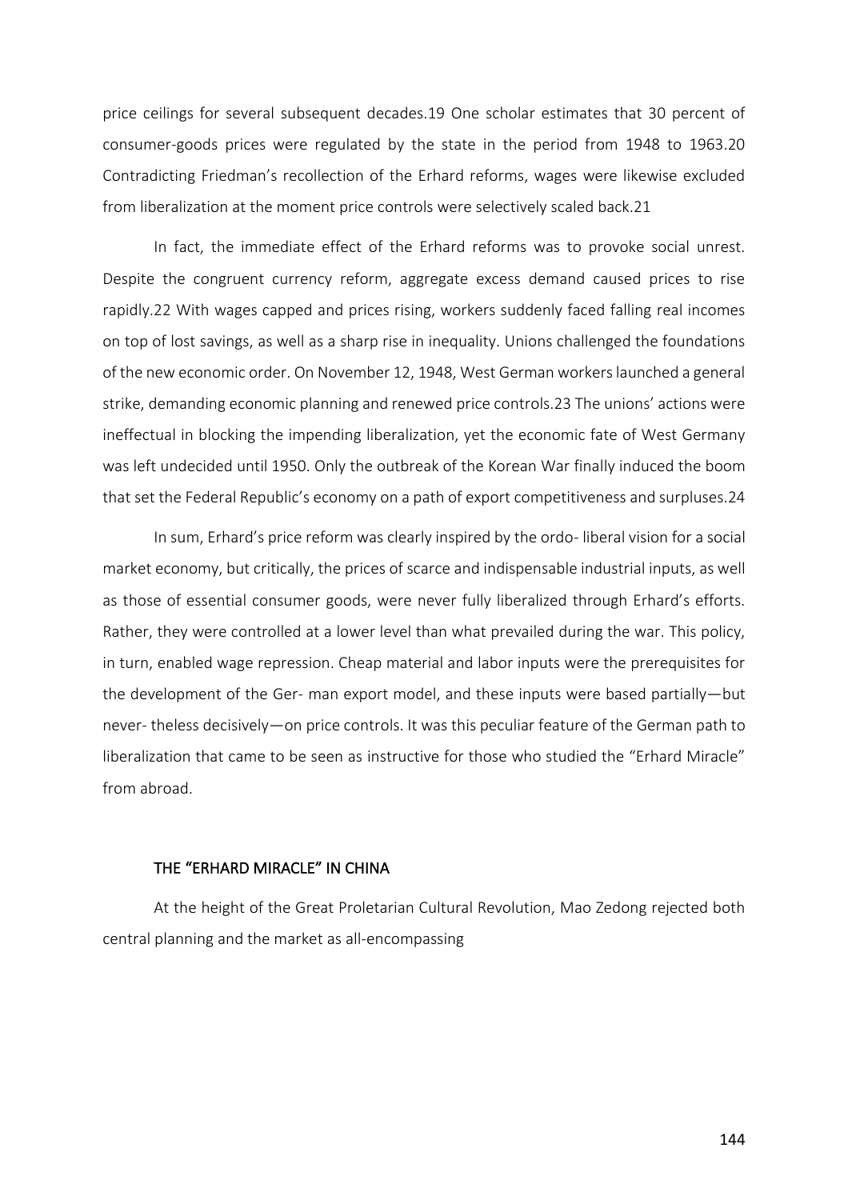price ceilings for several subsequent decades.[19] One scholar estimates that 30 percent of consumer-goods prices were regulated by the state in the period from 1948 to 1963.[20] Contradicting Friedman's recollection of the Erhard reforms, wages were likewise excluded from liberalization at the moment price controls were selectively scaled back.[21]

In fact, the immediate effect of the Erhard reforms was to provoke social unrest. Despite the congruent currency reform, aggregate excess demand caused prices to rise rapidly.[22] With wages capped and prices rising, workers suddenly faced falling real incomes on top of lost savings, as well as a sharp rise in inequality. Unions challenged the foundations of the new economic order. On November 12, 1948, West German workers launched a general strike, demanding economic planning and renewed price controls.[23] The unions' actions were ineffectual in blocking the impending liberalization, yet the economic fate of West Germany was left undecided until 1950. Only the outbreak of the Korean War finally induced the boom that set the Federal Republic's economy on a path of export competitiveness and surpluses.[24]

In sum, Erhard's price reform was clearly inspired by the ordo- liberal vision for a social market economy, but critically, the prices of scarce and indispensable industrial inputs, as well as those of essential consumer goods, were never fully liberalized through Erhard's efforts. Rather, they were controlled at a lower level than what prevailed during the war. This policy, in turn, enabled wage repression. Cheap material and labor inputs were the prerequisites for the development of the Ger- man export model, and these inputs were based partially—but never- theless decisively—on price controls. It was this peculiar feature of the German path to liberalization that came to be seen as instructive for those who studied the "Erhard Miracle" from abroad.

## THE "ERHARD MIRACLE" IN CHINA

At the height of the Great Proletarian Cultural Revolution, Mao Zedong rejected both central planning and the market as all-encompassing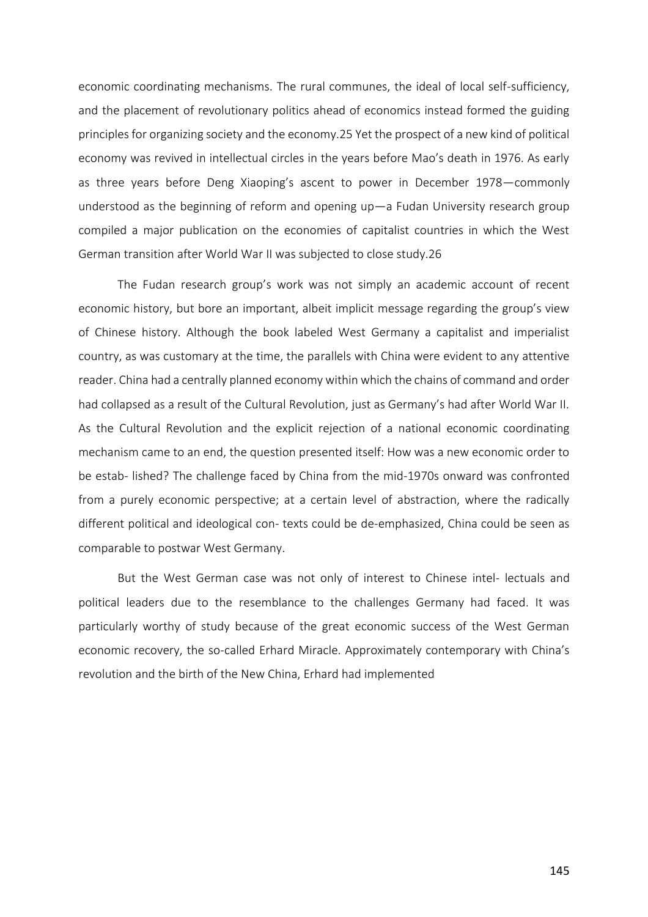economic coordinating mechanisms. The rural communes, the ideal of local self-sufficiency, and the placement of revolutionary politics ahead of economics instead formed the guiding principles for organizing society and the economy.25 Yet the prospect of a new kind of political economy was revived in intellectual circles in the years before Mao's death in 1976. As early as three years before Deng Xiaoping's ascent to power in December 1978—commonly understood as the beginning of reform and opening up—a Fudan University research group compiled a major publication on the economies of capitalist countries in which the West German transition after World War II was subjected to close study.26

The Fudan research group's work was not simply an academic account of recent economic history, but bore an important, albeit implicit message regarding the group's view of Chinese history. Although the book labeled West Germany a capitalist and imperialist country, as was customary at the time, the parallels with China were evident to any attentive reader. China had a centrally planned economy within which the chains of command and order had collapsed as a result of the Cultural Revolution, just as Germany's had after World War II. As the Cultural Revolution and the explicit rejection of a national economic coordinating mechanism came to an end, the question presented itself: How was a new economic order to be estab- lished? The challenge faced by China from the mid-1970s onward was confronted from a purely economic perspective; at a certain level of abstraction, where the radically different political and ideological con- texts could be de-emphasized, China could be seen as comparable to postwar West Germany.

But the West German case was not only of interest to Chinese intel- lectuals and political leaders due to the resemblance to the challenges Germany had faced. It was particularly worthy of study because of the great economic success of the West German economic recovery, the so-called Erhard Miracle. Approximately contemporary with China's revolution and the birth of the New China, Erhard had implemented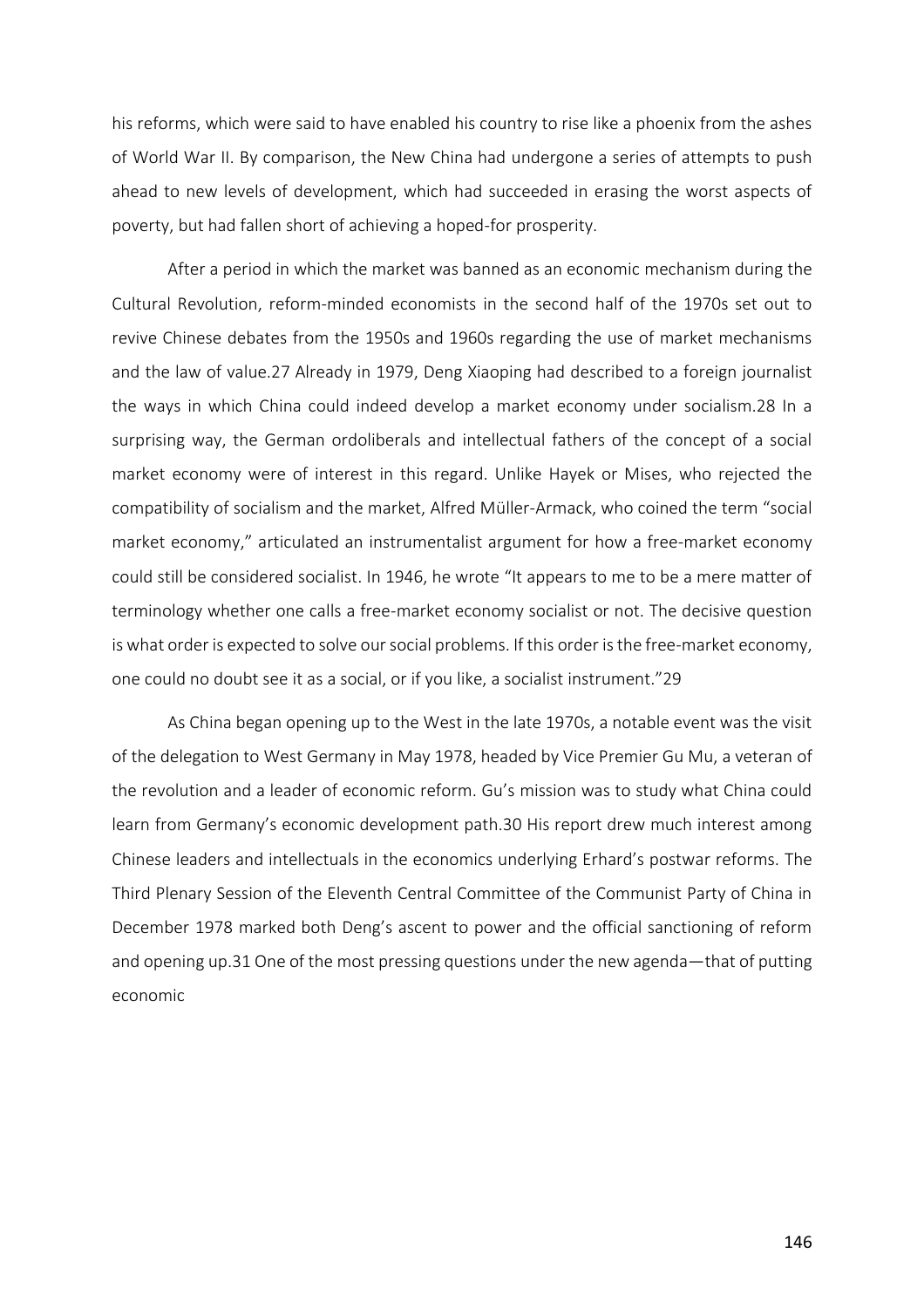his reforms, which were said to have enabled his country to rise like a phoenix from the ashes of World War II. By comparison, the New China had undergone a series of attempts to push ahead to new levels of development, which had succeeded in erasing the worst aspects of poverty, but had fallen short of achieving a hoped-for prosperity.

After a period in which the market was banned as an economic mechanism during the Cultural Revolution, reform-minded economists in the second half of the 1970s set out to revive Chinese debates from the 1950s and 1960s regarding the use of market mechanisms and the law of value.[27] Already in 1979, Deng Xiaoping had described to a foreign journalist the ways in which China could indeed develop a market economy under socialism.[28] In a surprising way, the German ordoliberals and intellectual fathers of the concept of a social market economy were of interest in this regard. Unlike Hayek or Mises, who rejected the compatibility of socialism and the market, Alfred Müller-Armack, who coined the term "social market economy," articulated an instrumentalist argument for how a free-market economy could still be considered socialist. In 1946, he wrote "It appears to me to be a mere matter of terminology whether one calls a free-market economy socialist or not. The decisive question is what order is expected to solve our social problems. If this order is the free-market economy, one could no doubt see it as a social, or if you like, a socialist instrument."[29]

As China began opening up to the West in the late 1970s, a notable event was the visit of the delegation to West Germany in May 1978, headed by Vice Premier Gu Mu, a veteran of the revolution and a leader of economic reform. Gu's mission was to study what China could learn from Germany's economic development path.[30] His report drew much interest among Chinese leaders and intellectuals in the economics underlying Erhard's postwar reforms. The Third Plenary Session of the Eleventh Central Committee of the Communist Party of China in December 1978 marked both Deng's ascent to power and the official sanctioning of reform and opening up.[31] One of the most pressing questions under the new agenda—that of putting economic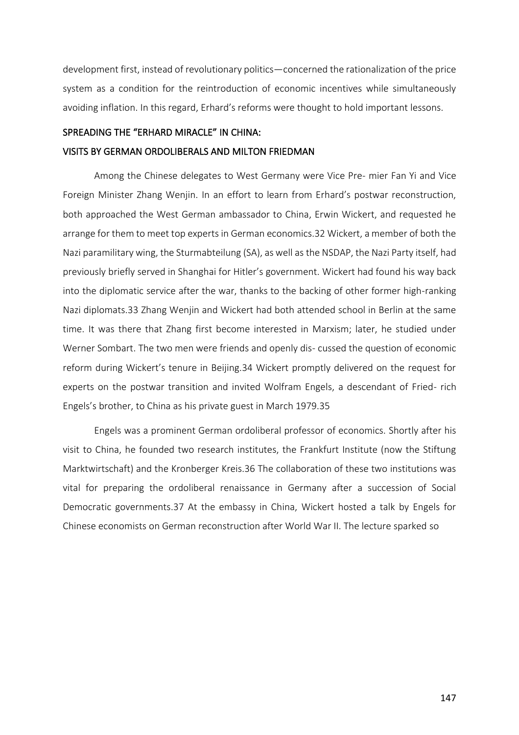development first, instead of revolutionary politics—concerned the rationalization of the price system as a condition for the reintroduction of economic incentives while simultaneously avoiding inflation. In this regard, Erhard's reforms were thought to hold important lessons.

## SPREADING THE "ERHARD MIRACLE" IN CHINA: VISITS BY GERMAN ORDOLIBERALS AND MILTON FRIEDMAN

Among the Chinese delegates to West Germany were Vice Pre- mier Fan Yi and Vice Foreign Minister Zhang Wenjin. In an effort to learn from Erhard's postwar reconstruction, both approached the West German ambassador to China, Erwin Wickert, and requested he arrange for them to meet top experts in German economics.32 Wickert, a member of both the Nazi paramilitary wing, the Sturmabteilung (SA), as well as the NSDAP, the Nazi Party itself, had previously briefly served in Shanghai for Hitler's government. Wickert had found his way back into the diplomatic service after the war, thanks to the backing of other former high-ranking Nazi diplomats.33 Zhang Wenjin and Wickert had both attended school in Berlin at the same time. It was there that Zhang first become interested in Marxism; later, he studied under Werner Sombart. The two men were friends and openly dis- cussed the question of economic reform during Wickert's tenure in Beijing.34 Wickert promptly delivered on the request for experts on the postwar transition and invited Wolfram Engels, a descendant of Fried- rich Engels's brother, to China as his private guest in March 1979.35

Engels was a prominent German ordoliberal professor of economics. Shortly after his visit to China, he founded two research institutes, the Frankfurt Institute (now the Stiftung Marktwirtschaft) and the Kronberger Kreis.36 The collaboration of these two institutions was vital for preparing the ordoliberal renaissance in Germany after a succession of Social Democratic governments.37 At the embassy in China, Wickert hosted a talk by Engels for Chinese economists on German reconstruction after World War II. The lecture sparked so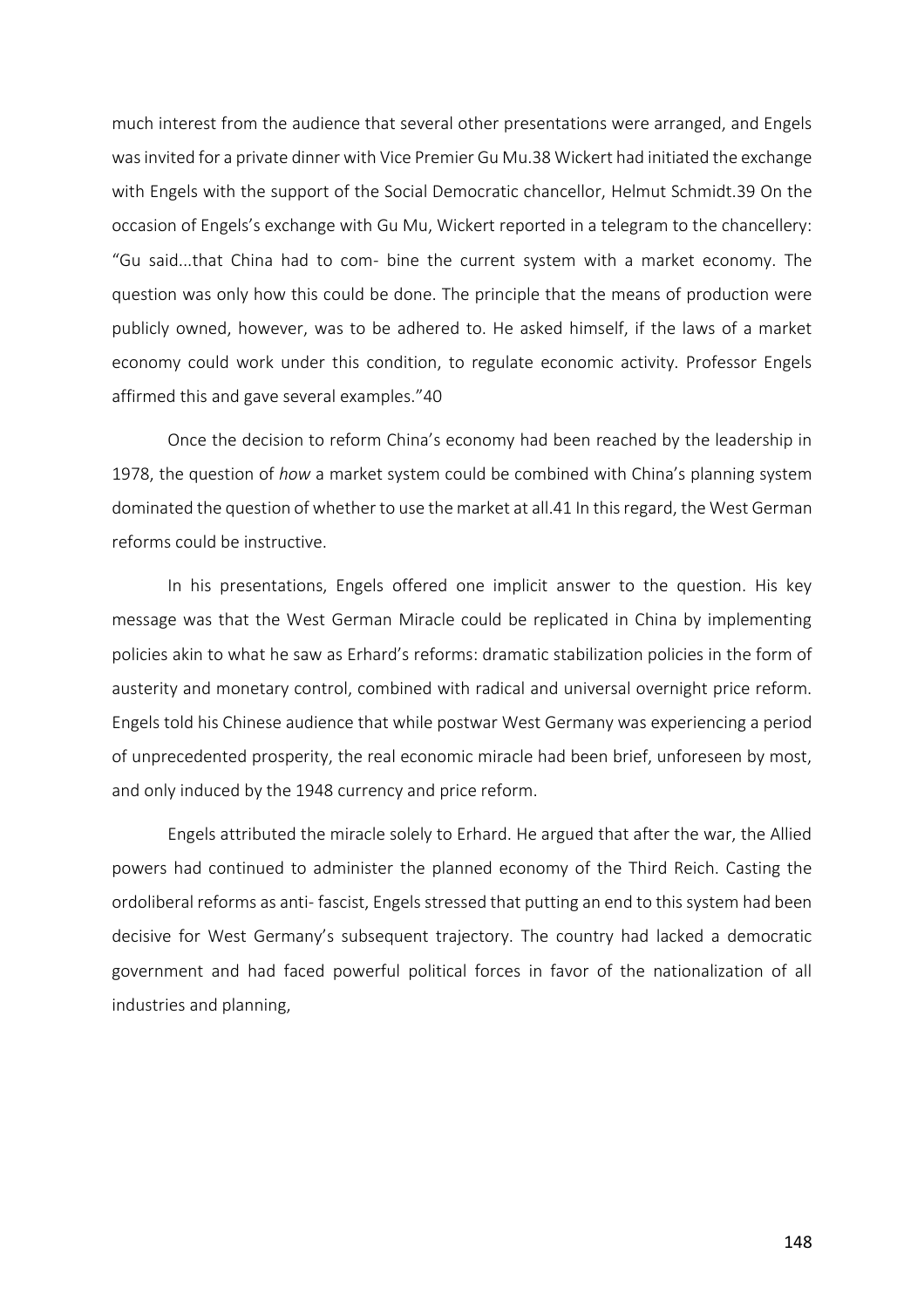much interest from the audience that several other presentations were arranged, and Engels was invited for a private dinner with Vice Premier Gu Mu.38 Wickert had initiated the exchange with Engels with the support of the Social Democratic chancellor, Helmut Schmidt.39 On the occasion of Engels's exchange with Gu Mu, Wickert reported in a telegram to the chancellery: "Gu said...that China had to com- bine the current system with a market economy. The question was only how this could be done. The principle that the means of production were publicly owned, however, was to be adhered to. He asked himself, if the laws of a market economy could work under this condition, to regulate economic activity. Professor Engels affirmed this and gave several examples."40

Once the decision to reform China's economy had been reached by the leadership in 1978, the question of *how* a market system could be combined with China's planning system dominated the question of whether to use the market at all.41 In this regard, the West German reforms could be instructive.

In his presentations, Engels offered one implicit answer to the question. His key message was that the West German Miracle could be replicated in China by implementing policies akin to what he saw as Erhard's reforms: dramatic stabilization policies in the form of austerity and monetary control, combined with radical and universal overnight price reform. Engels told his Chinese audience that while postwar West Germany was experiencing a period of unprecedented prosperity, the real economic miracle had been brief, unforeseen by most, and only induced by the 1948 currency and price reform.

Engels attributed the miracle solely to Erhard. He argued that after the war, the Allied powers had continued to administer the planned economy of the Third Reich. Casting the ordoliberal reforms as anti- fascist, Engels stressed that putting an end to this system had been decisive for West Germany's subsequent trajectory. The country had lacked a democratic government and had faced powerful political forces in favor of the nationalization of all industries and planning,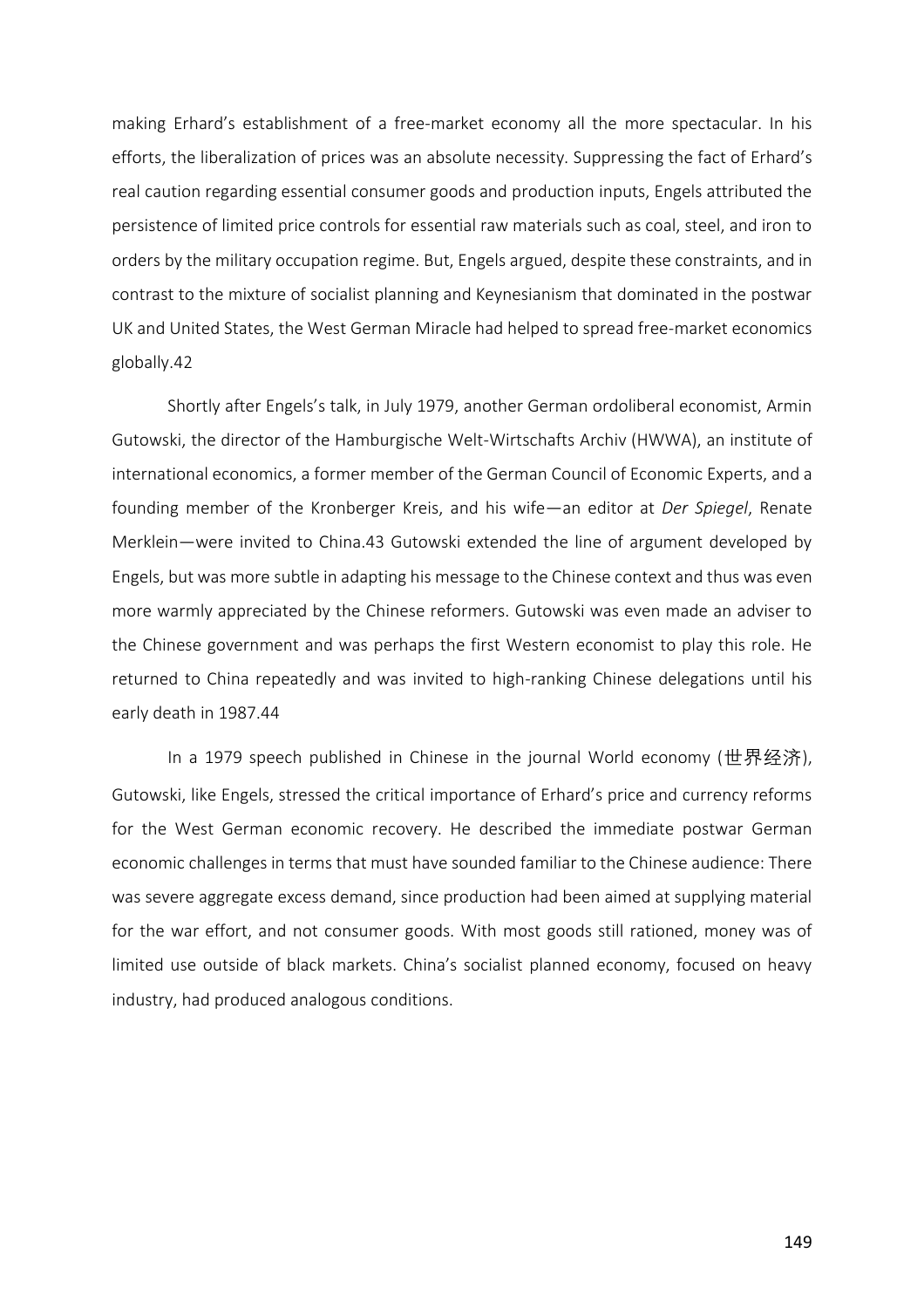making Erhard's establishment of a free-market economy all the more spectacular. In his efforts, the liberalization of prices was an absolute necessity. Suppressing the fact of Erhard's real caution regarding essential consumer goods and production inputs, Engels attributed the persistence of limited price controls for essential raw materials such as coal, steel, and iron to orders by the military occupation regime. But, Engels argued, despite these constraints, and in contrast to the mixture of socialist planning and Keynesianism that dominated in the postwar UK and United States, the West German Miracle had helped to spread free-market economics globally.42

Shortly after Engels's talk, in July 1979, another German ordoliberal economist, Armin Gutowski, the director of the Hamburgische Welt-Wirtschafts Archiv (HWWA), an institute of international economics, a former member of the German Council of Economic Experts, and a founding member of the Kronberger Kreis, and his wife—an editor at *Der Spiegel*, Renate Merklein—were invited to China.43 Gutowski extended the line of argument developed by Engels, but was more subtle in adapting his message to the Chinese context and thus was even more warmly appreciated by the Chinese reformers. Gutowski was even made an adviser to the Chinese government and was perhaps the first Western economist to play this role. He returned to China repeatedly and was invited to high-ranking Chinese delegations until his early death in 1987.44

In a 1979 speech published in Chinese in the journal World economy (世界经济), Gutowski, like Engels, stressed the critical importance of Erhard's price and currency reforms for the West German economic recovery. He described the immediate postwar German economic challenges in terms that must have sounded familiar to the Chinese audience: There was severe aggregate excess demand, since production had been aimed at supplying material for the war effort, and not consumer goods. With most goods still rationed, money was of limited use outside of black markets. China's socialist planned economy, focused on heavy industry, had produced analogous conditions.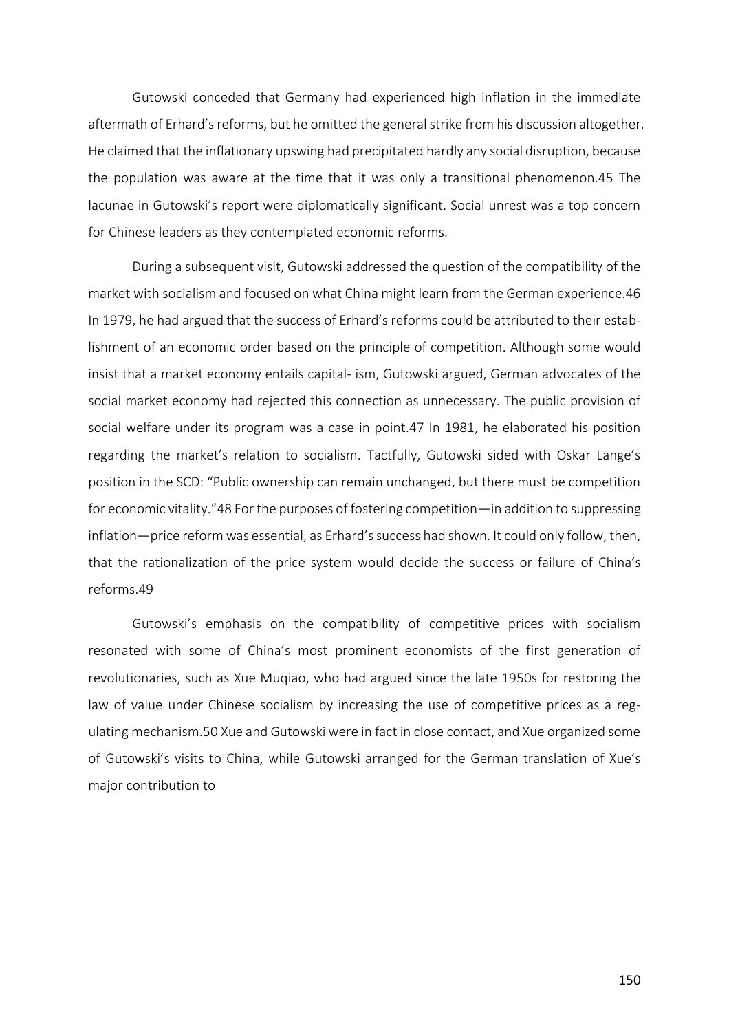Gutowski conceded that Germany had experienced high inflation in the immediate aftermath of Erhard's reforms, but he omitted the general strike from his discussion altogether. He claimed that the inflationary upswing had precipitated hardly any social disruption, because the population was aware at the time that it was only a transitional phenomenon.45 The lacunae in Gutowski's report were diplomatically significant. Social unrest was a top concern for Chinese leaders as they contemplated economic reforms.

During a subsequent visit, Gutowski addressed the question of the compatibility of the market with socialism and focused on what China might learn from the German experience.46 In 1979, he had argued that the success of Erhard's reforms could be attributed to their establishment of an economic order based on the principle of competition. Although some would insist that a market economy entails capital- ism, Gutowski argued, German advocates of the social market economy had rejected this connection as unnecessary. The public provision of social welfare under its program was a case in point.47 In 1981, he elaborated his position regarding the market's relation to socialism. Tactfully, Gutowski sided with Oskar Lange's position in the SCD: "Public ownership can remain unchanged, but there must be competition for economic vitality."48 For the purposes of fostering competition—in addition to suppressing inflation—price reform was essential, as Erhard's success had shown. It could only follow, then, that the rationalization of the price system would decide the success or failure of China's reforms.49

Gutowski's emphasis on the compatibility of competitive prices with socialism resonated with some of China's most prominent economists of the first generation of revolutionaries, such as Xue Muqiao, who had argued since the late 1950s for restoring the law of value under Chinese socialism by increasing the use of competitive prices as a regulating mechanism.50 Xue and Gutowski were in fact in close contact, and Xue organized some of Gutowski's visits to China, while Gutowski arranged for the German translation of Xue's major contribution to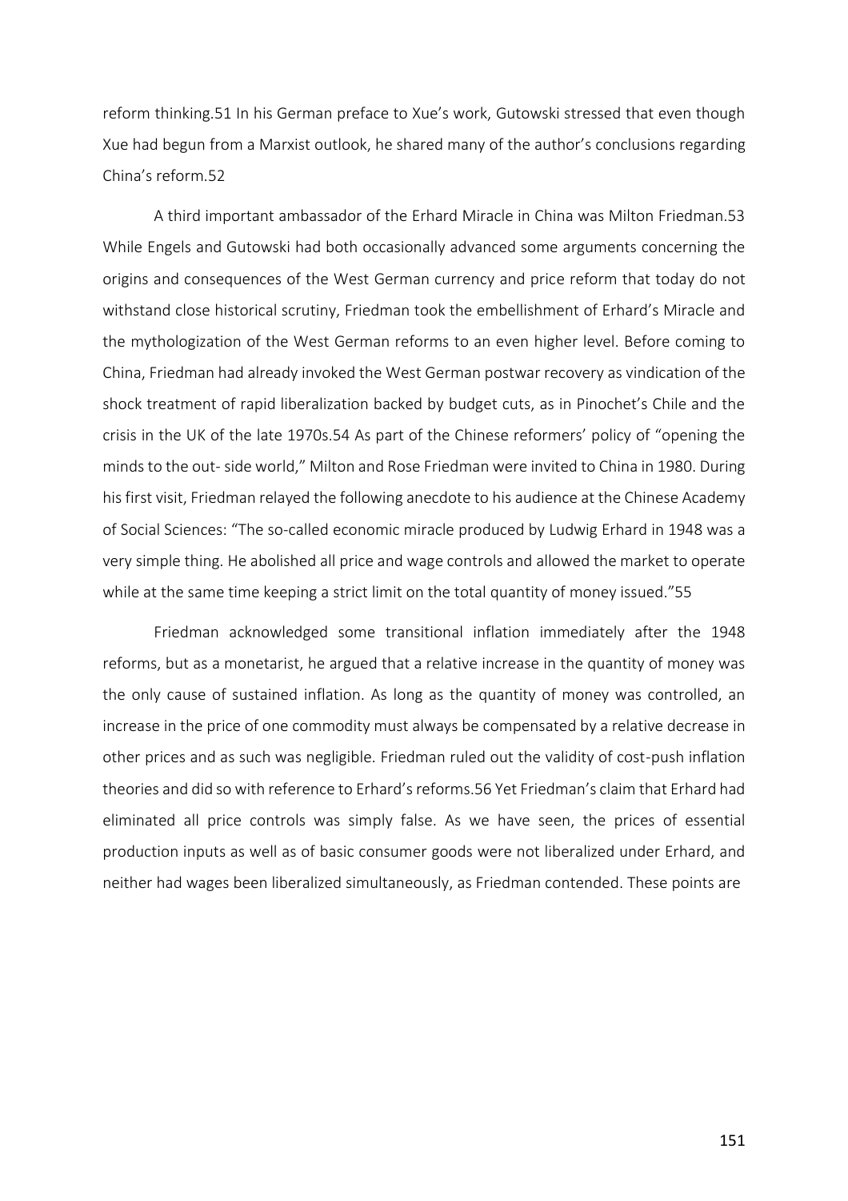reform thinking.[51] In his German preface to Xue's work, Gutowski stressed that even though Xue had begun from a Marxist outlook, he shared many of the author's conclusions regarding China's reform.[52]

A third important ambassador of the Erhard Miracle in China was Milton Friedman.[53] While Engels and Gutowski had both occasionally advanced some arguments concerning the origins and consequences of the West German currency and price reform that today do not withstand close historical scrutiny, Friedman took the embellishment of Erhard's Miracle and the mythologization of the West German reforms to an even higher level. Before coming to China, Friedman had already invoked the West German postwar recovery as vindication of the shock treatment of rapid liberalization backed by budget cuts, as in Pinochet's Chile and the crisis in the UK of the late 1970s.[54] As part of the Chinese reformers' policy of "opening the minds to the out- side world," Milton and Rose Friedman were invited to China in 1980. During his first visit, Friedman relayed the following anecdote to his audience at the Chinese Academy of Social Sciences: "The so-called economic miracle produced by Ludwig Erhard in 1948 was a very simple thing. He abolished all price and wage controls and allowed the market to operate while at the same time keeping a strict limit on the total quantity of money issued."[55]

Friedman acknowledged some transitional inflation immediately after the 1948 reforms, but as a monetarist, he argued that a relative increase in the quantity of money was the only cause of sustained inflation. As long as the quantity of money was controlled, an increase in the price of one commodity must always be compensated by a relative decrease in other prices and as such was negligible. Friedman ruled out the validity of cost-push inflation theories and did so with reference to Erhard's reforms.[56] Yet Friedman's claim that Erhard had eliminated all price controls was simply false. As we have seen, the prices of essential production inputs as well as of basic consumer goods were not liberalized under Erhard, and neither had wages been liberalized simultaneously, as Friedman contended. These points are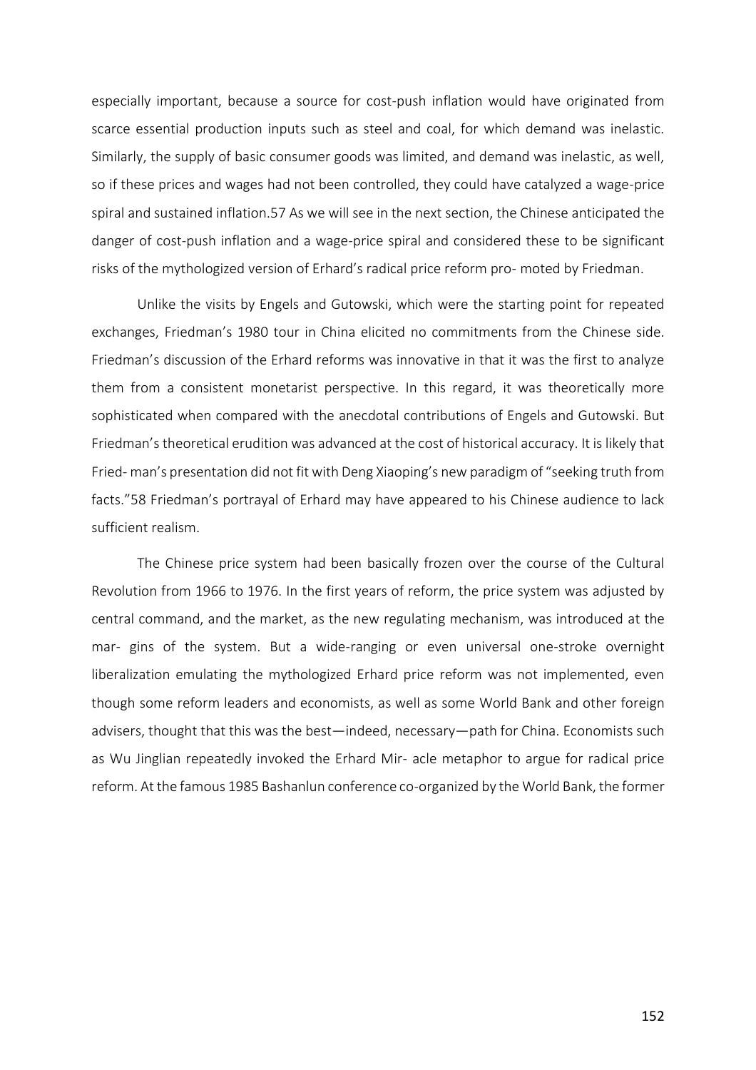especially important, because a source for cost-push inflation would have originated from scarce essential production inputs such as steel and coal, for which demand was inelastic. Similarly, the supply of basic consumer goods was limited, and demand was inelastic, as well, so if these prices and wages had not been controlled, they could have catalyzed a wage-price spiral and sustained inflation.57 As we will see in the next section, the Chinese anticipated the danger of cost-push inflation and a wage-price spiral and considered these to be significant risks of the mythologized version of Erhard's radical price reform pro- moted by Friedman.

Unlike the visits by Engels and Gutowski, which were the starting point for repeated exchanges, Friedman's 1980 tour in China elicited no commitments from the Chinese side. Friedman's discussion of the Erhard reforms was innovative in that it was the first to analyze them from a consistent monetarist perspective. In this regard, it was theoretically more sophisticated when compared with the anecdotal contributions of Engels and Gutowski. But Friedman's theoretical erudition was advanced at the cost of historical accuracy. It is likely that Fried- man's presentation did not fit with Deng Xiaoping's new paradigm of "seeking truth from facts."58 Friedman's portrayal of Erhard may have appeared to his Chinese audience to lack sufficient realism.

The Chinese price system had been basically frozen over the course of the Cultural Revolution from 1966 to 1976. In the first years of reform, the price system was adjusted by central command, and the market, as the new regulating mechanism, was introduced at the mar- gins of the system. But a wide-ranging or even universal one-stroke overnight liberalization emulating the mythologized Erhard price reform was not implemented, even though some reform leaders and economists, as well as some World Bank and other foreign advisers, thought that this was the best—indeed, necessary—path for China. Economists such as Wu Jinglian repeatedly invoked the Erhard Mir- acle metaphor to argue for radical price reform. At the famous 1985 Bashanlun conference co-organized by the World Bank, the former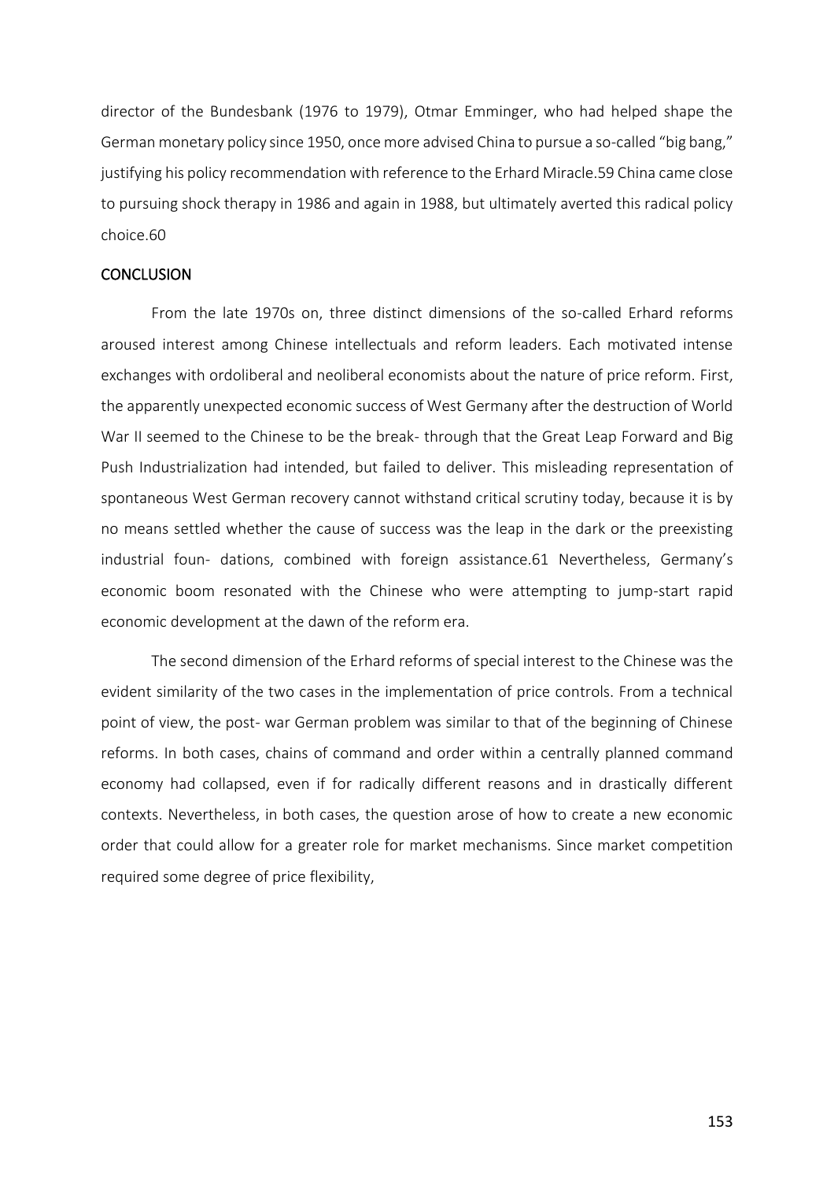director of the Bundesbank (1976 to 1979), Otmar Emminger, who had helped shape the German monetary policy since 1950, once more advised China to pursue a so-called "big bang," justifying his policy recommendation with reference to the Erhard Miracle.[59] China came close to pursuing shock therapy in 1986 and again in 1988, but ultimately averted this radical policy choice.[60]

## CONCLUSION

From the late 1970s on, three distinct dimensions of the so-called Erhard reforms aroused interest among Chinese intellectuals and reform leaders. Each motivated intense exchanges with ordoliberal and neoliberal economists about the nature of price reform. First, the apparently unexpected economic success of West Germany after the destruction of World War II seemed to the Chinese to be the break- through that the Great Leap Forward and Big Push Industrialization had intended, but failed to deliver. This misleading representation of spontaneous West German recovery cannot withstand critical scrutiny today, because it is by no means settled whether the cause of success was the leap in the dark or the preexisting industrial foun- dations, combined with foreign assistance.[61] Nevertheless, Germany's economic boom resonated with the Chinese who were attempting to jump-start rapid economic development at the dawn of the reform era.

The second dimension of the Erhard reforms of special interest to the Chinese was the evident similarity of the two cases in the implementation of price controls. From a technical point of view, the post- war German problem was similar to that of the beginning of Chinese reforms. In both cases, chains of command and order within a centrally planned command economy had collapsed, even if for radically different reasons and in drastically different contexts. Nevertheless, in both cases, the question arose of how to create a new economic order that could allow for a greater role for market mechanisms. Since market competition required some degree of price flexibility,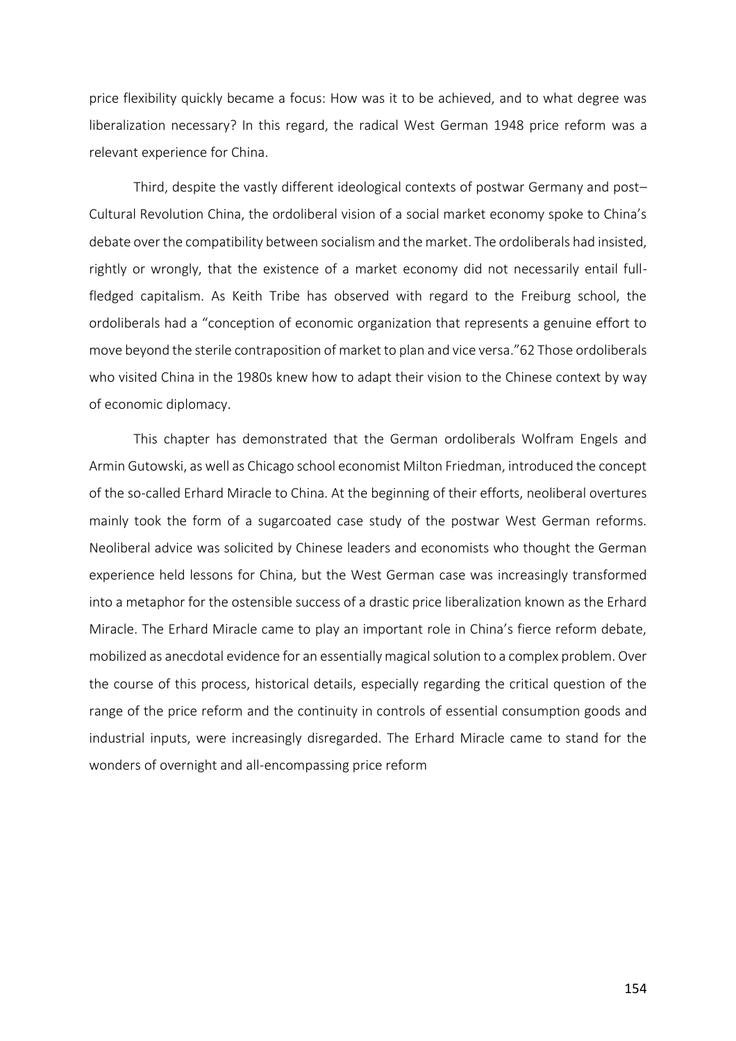price flexibility quickly became a focus: How was it to be achieved, and to what degree was liberalization necessary? In this regard, the radical West German 1948 price reform was a relevant experience for China.

Third, despite the vastly different ideological contexts of postwar Germany and post–Cultural Revolution China, the ordoliberal vision of a social market economy spoke to China's debate over the compatibility between socialism and the market. The ordoliberals had insisted, rightly or wrongly, that the existence of a market economy did not necessarily entail full-fledged capitalism. As Keith Tribe has observed with regard to the Freiburg school, the ordoliberals had a "conception of economic organization that represents a genuine effort to move beyond the sterile contraposition of market to plan and vice versa."62 Those ordoliberals who visited China in the 1980s knew how to adapt their vision to the Chinese context by way of economic diplomacy.

This chapter has demonstrated that the German ordoliberals Wolfram Engels and Armin Gutowski, as well as Chicago school economist Milton Friedman, introduced the concept of the so-called Erhard Miracle to China. At the beginning of their efforts, neoliberal overtures mainly took the form of a sugarcoated case study of the postwar West German reforms. Neoliberal advice was solicited by Chinese leaders and economists who thought the German experience held lessons for China, but the West German case was increasingly transformed into a metaphor for the ostensible success of a drastic price liberalization known as the Erhard Miracle. The Erhard Miracle came to play an important role in China's fierce reform debate, mobilized as anecdotal evidence for an essentially magical solution to a complex problem. Over the course of this process, historical details, especially regarding the critical question of the range of the price reform and the continuity in controls of essential consumption goods and industrial inputs, were increasingly disregarded. The Erhard Miracle came to stand for the wonders of overnight and all-encompassing price reform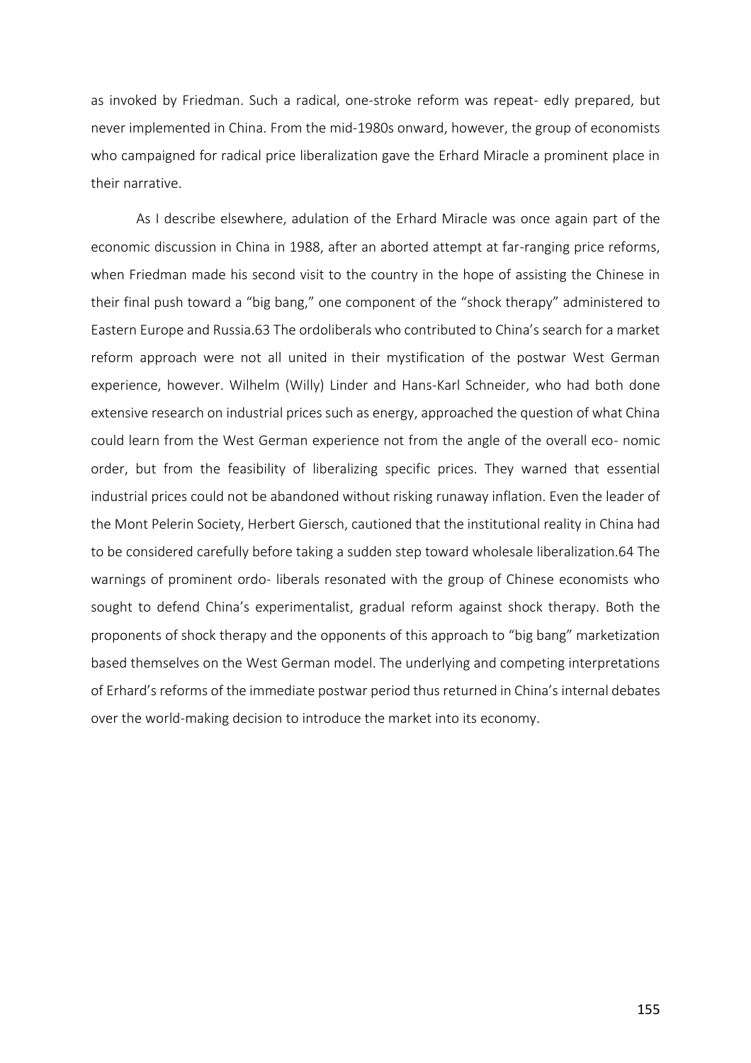as invoked by Friedman. Such a radical, one-stroke reform was repeat- edly prepared, but never implemented in China. From the mid-1980s onward, however, the group of economists who campaigned for radical price liberalization gave the Erhard Miracle a prominent place in their narrative.

As I describe elsewhere, adulation of the Erhard Miracle was once again part of the economic discussion in China in 1988, after an aborted attempt at far-ranging price reforms, when Friedman made his second visit to the country in the hope of assisting the Chinese in their final push toward a "big bang," one component of the "shock therapy" administered to Eastern Europe and Russia.63 The ordoliberals who contributed to China's search for a market reform approach were not all united in their mystification of the postwar West German experience, however. Wilhelm (Willy) Linder and Hans-Karl Schneider, who had both done extensive research on industrial prices such as energy, approached the question of what China could learn from the West German experience not from the angle of the overall eco- nomic order, but from the feasibility of liberalizing specific prices. They warned that essential industrial prices could not be abandoned without risking runaway inflation. Even the leader of the Mont Pelerin Society, Herbert Giersch, cautioned that the institutional reality in China had to be considered carefully before taking a sudden step toward wholesale liberalization.64 The warnings of prominent ordo- liberals resonated with the group of Chinese economists who sought to defend China's experimentalist, gradual reform against shock therapy. Both the proponents of shock therapy and the opponents of this approach to "big bang" marketization based themselves on the West German model. The underlying and competing interpretations of Erhard's reforms of the immediate postwar period thus returned in China's internal debates over the world-making decision to introduce the market into its economy.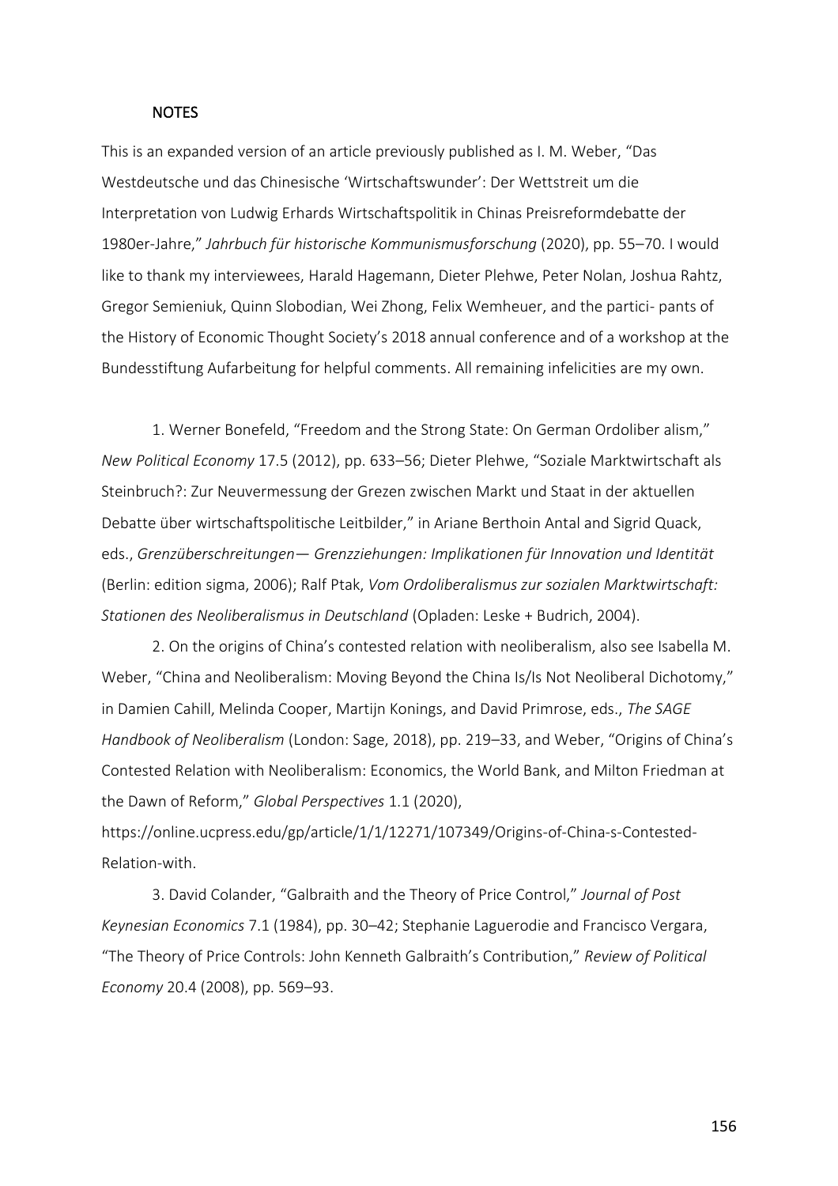## NOTES

This is an expanded version of an article previously published as I. M. Weber, "Das Westdeutsche und das Chinesische 'Wirtschaftswunder': Der Wettstreit um die Interpretation von Ludwig Erhards Wirtschaftspolitik in Chinas Preisreformdebatte der 1980er-Jahre," *Jahrbuch für historische Kommunismusforschung* (2020), pp. 55–70. I would like to thank my interviewees, Harald Hagemann, Dieter Plehwe, Peter Nolan, Joshua Rahtz, Gregor Semieniuk, Quinn Slobodian, Wei Zhong, Felix Wemheuer, and the partici- pants of the History of Economic Thought Society's 2018 annual conference and of a workshop at the Bundesstiftung Aufarbeitung for helpful comments. All remaining infelicities are my own.

1. Werner Bonefeld, "Freedom and the Strong State: On German Ordoliber alism," *New Political Economy* 17.5 (2012), pp. 633–56; Dieter Plehwe, "Soziale Marktwirtschaft als Steinbruch?: Zur Neuvermessung der Grezen zwischen Markt und Staat in der aktuellen Debatte über wirtschaftspolitische Leitbilder," in Ariane Berthoin Antal and Sigrid Quack, eds., *Grenzüberschreitungen— Grenzziehungen: Implikationen für Innovation und Identität* (Berlin: edition sigma, 2006); Ralf Ptak, *Vom Ordoliberalismus zur sozialen Marktwirtschaft: Stationen des Neoliberalismus in Deutschland* (Opladen: Leske + Budrich, 2004).

2. On the origins of China's contested relation with neoliberalism, also see Isabella M. Weber, "China and Neoliberalism: Moving Beyond the China Is/Is Not Neoliberal Dichotomy," in Damien Cahill, Melinda Cooper, Martijn Konings, and David Primrose, eds., *The SAGE Handbook of Neoliberalism* (London: Sage, 2018), pp. 219–33, and Weber, "Origins of China's Contested Relation with Neoliberalism: Economics, the World Bank, and Milton Friedman at the Dawn of Reform," *Global Perspectives* 1.1 (2020), https://online.ucpress.edu/gp/article/1/1/12271/107349/Origins-of-China-s-Contested-Relation-with.

3. David Colander, "Galbraith and the Theory of Price Control," *Journal of Post Keynesian Economics* 7.1 (1984), pp. 30–42; Stephanie Laguerodie and Francisco Vergara, "The Theory of Price Controls: John Kenneth Galbraith's Contribution," *Review of Political Economy* 20.4 (2008), pp. 569–93.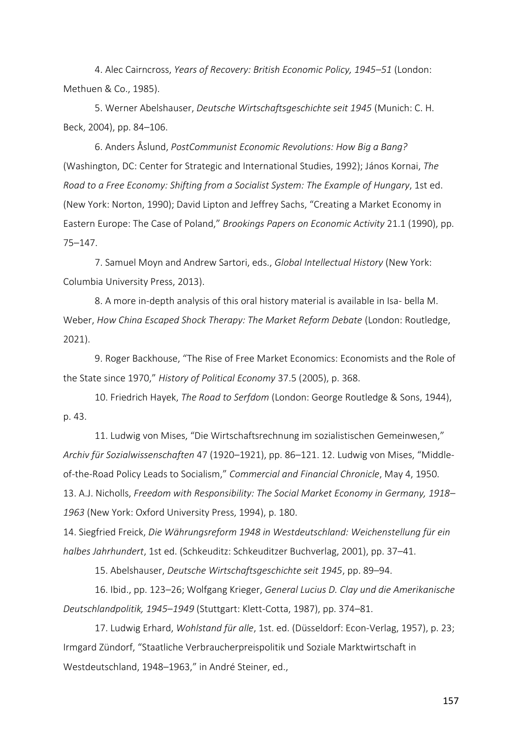4. Alec Cairncross, *Years of Recovery: British Economic Policy, 1945–51* (London: Methuen & Co., 1985).

5. Werner Abelshauser, *Deutsche Wirtschaftsgeschichte seit 1945* (Munich: C. H. Beck, 2004), pp. 84–106.

6. Anders Åslund, *PostCommunist Economic Revolutions: How Big a Bang?* (Washington, DC: Center for Strategic and International Studies, 1992); János Kornai, *The Road to a Free Economy: Shifting from a Socialist System: The Example of Hungary*, 1st ed. (New York: Norton, 1990); David Lipton and Jeffrey Sachs, "Creating a Market Economy in Eastern Europe: The Case of Poland," *Brookings Papers on Economic Activity* 21.1 (1990), pp. 75–147.

7. Samuel Moyn and Andrew Sartori, eds., *Global Intellectual History* (New York: Columbia University Press, 2013).

8. A more in-depth analysis of this oral history material is available in Isa- bella M. Weber, *How China Escaped Shock Therapy: The Market Reform Debate* (London: Routledge, 2021).

9. Roger Backhouse, "The Rise of Free Market Economics: Economists and the Role of the State since 1970," *History of Political Economy* 37.5 (2005), p. 368.

10. Friedrich Hayek, *The Road to Serfdom* (London: George Routledge & Sons, 1944), p. 43.

11. Ludwig von Mises, "Die Wirtschaftsrechnung im sozialistischen Gemeinwesen," *Archiv für Sozialwissenschaften* 47 (1920–1921), pp. 86–121. 12. Ludwig von Mises, "Middle-of-the-Road Policy Leads to Socialism," *Commercial and Financial Chronicle*, May 4, 1950.

13. A.J. Nicholls, *Freedom with Responsibility: The Social Market Economy in Germany, 1918–1963* (New York: Oxford University Press, 1994), p. 180.

14. Siegfried Freick, *Die Währungsreform 1948 in Westdeutschland: Weichenstellung für ein halbes Jahrhundert*, 1st ed. (Schkeuditz: Schkeuditzer Buchverlag, 2001), pp. 37–41.

15. Abelshauser, *Deutsche Wirtschaftsgeschichte seit 1945*, pp. 89–94.

16. Ibid., pp. 123–26; Wolfgang Krieger, *General Lucius D. Clay und die Amerikanische Deutschlandpolitik, 1945–1949* (Stuttgart: Klett-Cotta, 1987), pp. 374–81.

17. Ludwig Erhard, *Wohlstand für alle*, 1st. ed. (Düsseldorf: Econ-Verlag, 1957), p. 23; Irmgard Zündorf, "Staatliche Verbraucherpreispolitik und Soziale Marktwirtschaft in Westdeutschland, 1948–1963," in André Steiner, ed.,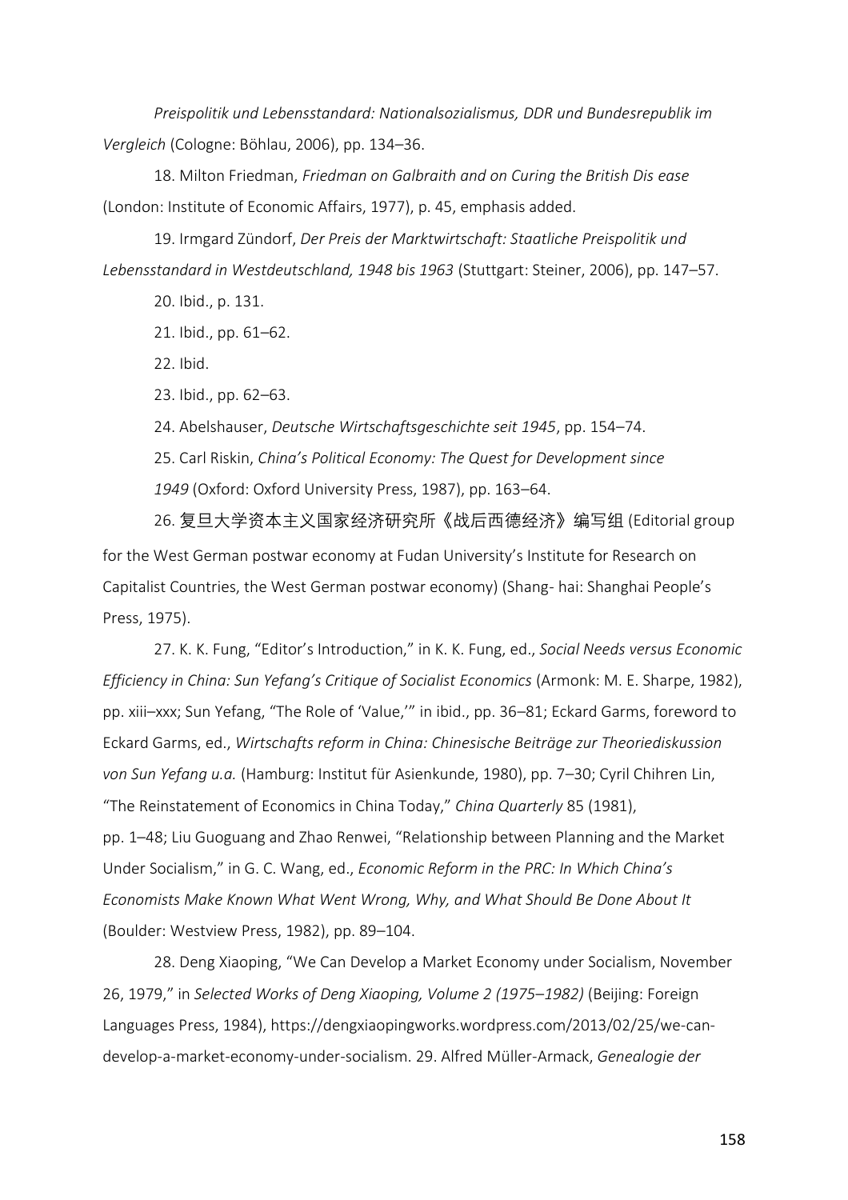*Preispolitik und Lebensstandard: Nationalsozialismus, DDR und Bundesrepublik im Vergleich* (Cologne: Böhlau, 2006), pp. 134–36.

18. Milton Friedman, *Friedman on Galbraith and on Curing the British Dis ease* (London: Institute of Economic Affairs, 1977), p. 45, emphasis added.

19. Irmgard Zündorf, *Der Preis der Marktwirtschaft: Staatliche Preispolitik und Lebensstandard in Westdeutschland, 1948 bis 1963* (Stuttgart: Steiner, 2006), pp. 147–57.

20. Ibid., p. 131.

21. Ibid., pp. 61–62.

22. Ibid.

23. Ibid., pp. 62–63.

24. Abelshauser, *Deutsche Wirtschaftsgeschichte seit 1945*, pp. 154–74.

25. Carl Riskin, *China's Political Economy: The Quest for Development since 1949* (Oxford: Oxford University Press, 1987), pp. 163–64.

26. 复旦大学资本主义国家经济研究所《战后西德经济》编写组 (Editorial group for the West German postwar economy at Fudan University's Institute for Research on Capitalist Countries, the West German postwar economy) (Shang- hai: Shanghai People's Press, 1975).

27. K. K. Fung, "Editor's Introduction," in K. K. Fung, ed., *Social Needs versus Economic Efficiency in China: Sun Yefang's Critique of Socialist Economics* (Armonk: M. E. Sharpe, 1982), pp. xiii–xxx; Sun Yefang, "The Role of 'Value,'" in ibid., pp. 36–81; Eckard Garms, foreword to Eckard Garms, ed., *Wirtschafts reform in China: Chinesische Beiträge zur Theoriediskussion von Sun Yefang u.a.* (Hamburg: Institut für Asienkunde, 1980), pp. 7–30; Cyril Chihren Lin, "The Reinstatement of Economics in China Today," *China Quarterly* 85 (1981), pp. 1–48; Liu Guoguang and Zhao Renwei, "Relationship between Planning and the Market Under Socialism," in G. C. Wang, ed., *Economic Reform in the PRC: In Which China's Economists Make Known What Went Wrong, Why, and What Should Be Done About It* (Boulder: Westview Press, 1982), pp. 89–104.

28. Deng Xiaoping, "We Can Develop a Market Economy under Socialism, November 26, 1979," in *Selected Works of Deng Xiaoping, Volume 2 (1975–1982)* (Beijing: Foreign Languages Press, 1984), https://dengxiaopingworks.wordpress.com/2013/02/25/we-can-develop-a-market-economy-under-socialism. 29. Alfred Müller-Armack, *Genealogie der*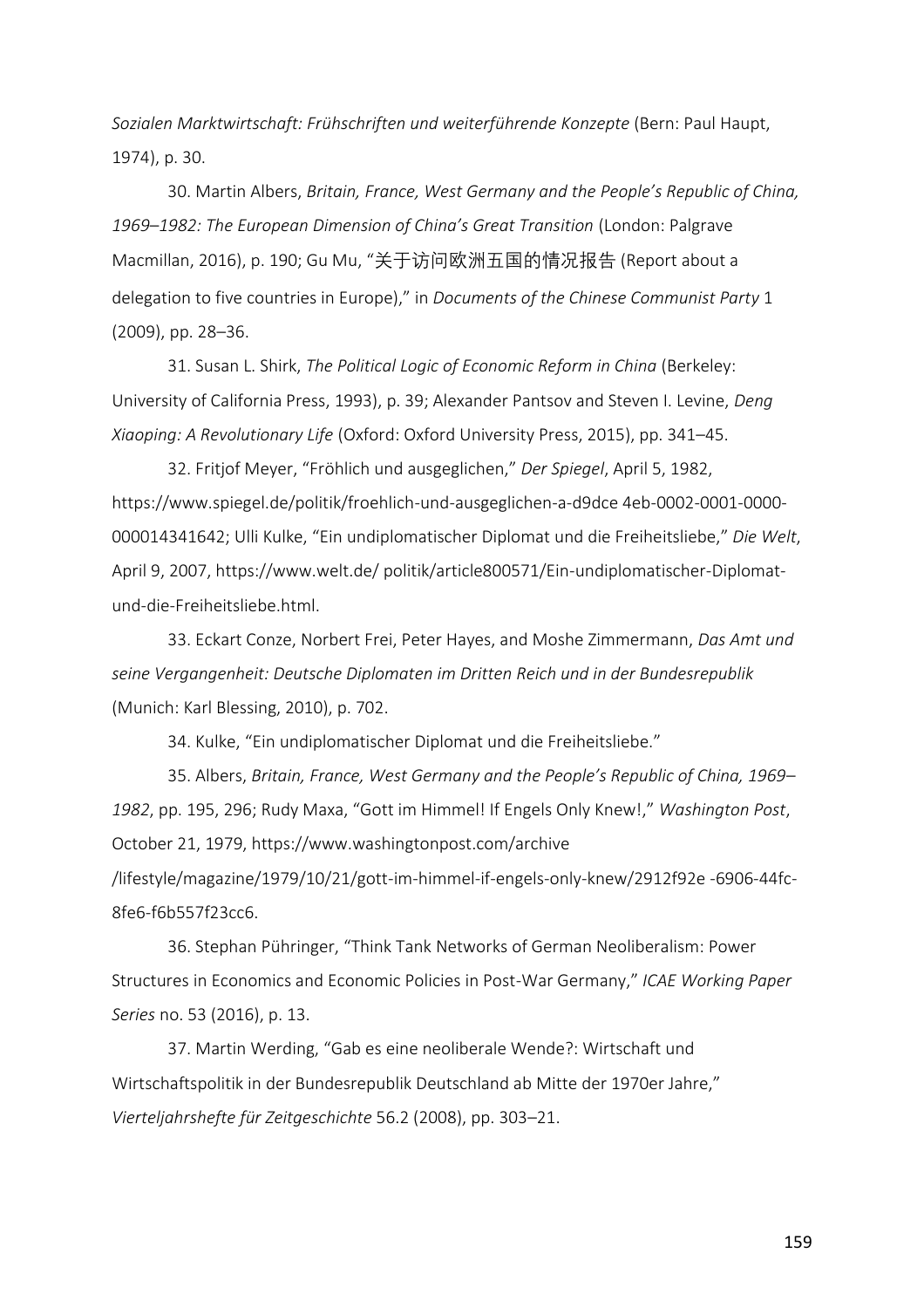*Sozialen Marktwirtschaft: Frühschriften und weiterführende Konzepte* (Bern: Paul Haupt, 1974), p. 30.

30. Martin Albers, *Britain, France, West Germany and the People's Republic of China, 1969–1982: The European Dimension of China's Great Transition* (London: Palgrave Macmillan, 2016), p. 190; Gu Mu, "关于访问欧洲五国的情况报告 (Report about a delegation to five countries in Europe)," in *Documents of the Chinese Communist Party* 1 (2009), pp. 28–36.

31. Susan L. Shirk, *The Political Logic of Economic Reform in China* (Berkeley: University of California Press, 1993), p. 39; Alexander Pantsov and Steven I. Levine, *Deng Xiaoping: A Revolutionary Life* (Oxford: Oxford University Press, 2015), pp. 341–45.

32. Fritjof Meyer, "Fröhlich und ausgeglichen," *Der Spiegel*, April 5, 1982, https://www.spiegel.de/politik/froehlich-und-ausgeglichen-a-d9dce 4eb-0002-0001-0000-000014341642; Ulli Kulke, "Ein undiplomatischer Diplomat und die Freiheitsliebe," *Die Welt*, April 9, 2007, https://www.welt.de/ politik/article800571/Ein-undiplomatischer-Diplomat-und-die-Freiheitsliebe.html.

33. Eckart Conze, Norbert Frei, Peter Hayes, and Moshe Zimmermann, *Das Amt und seine Vergangenheit: Deutsche Diplomaten im Dritten Reich und in der Bundesrepublik* (Munich: Karl Blessing, 2010), p. 702.

34. Kulke, "Ein undiplomatischer Diplomat und die Freiheitsliebe."

35. Albers, *Britain, France, West Germany and the People's Republic of China, 1969–1982*, pp. 195, 296; Rudy Maxa, "Gott im Himmel! If Engels Only Knew!," *Washington Post*, October 21, 1979, https://www.washingtonpost.com/archive /lifestyle/magazine/1979/10/21/gott-im-himmel-if-engels-only-knew/2912f92e -6906-44fc-8fe6-f6b557f23cc6.

36. Stephan Pühringer, "Think Tank Networks of German Neoliberalism: Power Structures in Economics and Economic Policies in Post-War Germany," *ICAE Working Paper Series* no. 53 (2016), p. 13.

37. Martin Werding, "Gab es eine neoliberale Wende?: Wirtschaft und Wirtschaftspolitik in der Bundesrepublik Deutschland ab Mitte der 1970er Jahre," *Vierteljahrshefte für Zeitgeschichte* 56.2 (2008), pp. 303–21.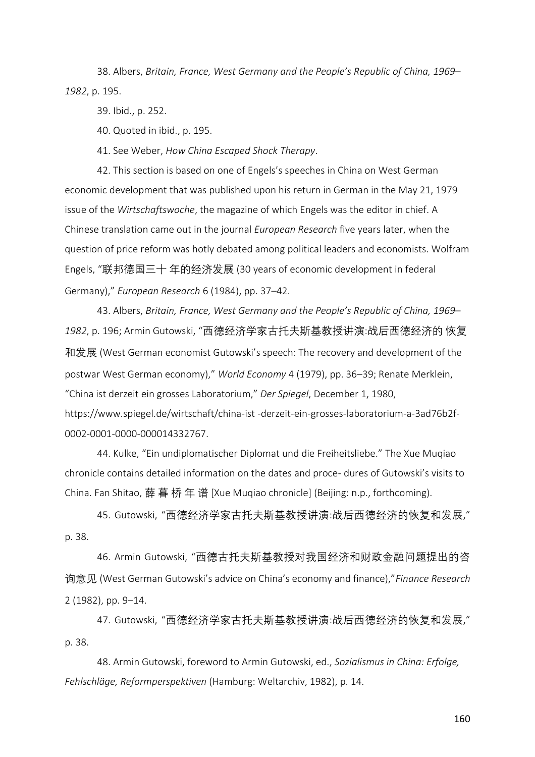38. Albers, *Britain, France, West Germany and the People's Republic of China, 1969–1982*, p. 195.

39. Ibid., p. 252.

40. Quoted in ibid., p. 195.

41. See Weber, *How China Escaped Shock Therapy*.

42. This section is based on one of Engels's speeches in China on West German economic development that was published upon his return in German in the May 21, 1979 issue of the *Wirtschaftswoche*, the magazine of which Engels was the editor in chief. A Chinese translation came out in the journal *European Research* five years later, when the question of price reform was hotly debated among political leaders and economists. Wolfram Engels, "联邦德国三十 年的经济发展 (30 years of economic development in federal Germany)," *European Research* 6 (1984), pp. 37–42.

43. Albers, *Britain, France, West Germany and the People's Republic of China, 1969–1982*, p. 196; Armin Gutowski, "西德经济学家古托夫斯基教授讲演:战后西德经济的 恢复和发展 (West German economist Gutowski's speech: The recovery and development of the postwar West German economy)," *World Economy* 4 (1979), pp. 36–39; Renate Merklein, "China ist derzeit ein grosses Laboratorium," *Der Spiegel*, December 1, 1980, https://www.spiegel.de/wirtschaft/china-ist -derzeit-ein-grosses-laboratorium-a-3ad76b2f-0002-0001-0000-000014332767.

44. Kulke, "Ein undiplomatischer Diplomat und die Freiheitsliebe." The Xue Muqiao chronicle contains detailed information on the dates and proce- dures of Gutowski's visits to China. Fan Shitao, 薛 暮 桥 年 谱 [Xue Muqiao chronicle] (Beijing: n.p., forthcoming).

45. Gutowski, "西德经济学家古托夫斯基教授讲演:战后西德经济的恢复和发展," p. 38.

46. Armin Gutowski, "西德古托夫斯基教授对我国经济和财政金融问题提出的咨询意见 (West German Gutowski's advice on China's economy and finance)," *Finance Research* 2 (1982), pp. 9–14.

47. Gutowski, "西德经济学家古托夫斯基教授讲演:战后西德经济的恢复和发展," p. 38.

48. Armin Gutowski, foreword to Armin Gutowski, ed., *Sozialismus in China: Erfolge, Fehlschläge, Reformperspektiven* (Hamburg: Weltarchiv, 1982), p. 14.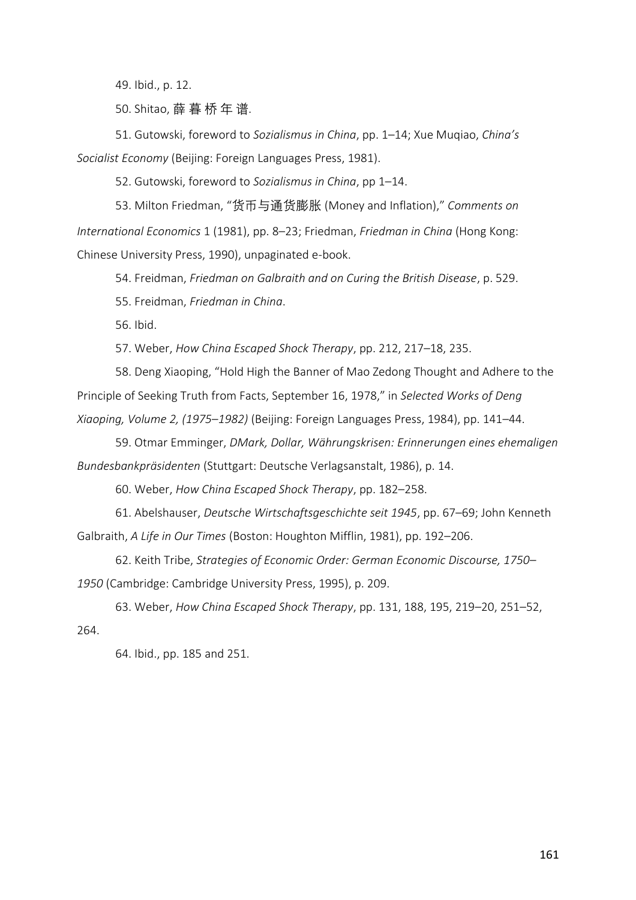49. Ibid., p. 12.

50. Shitao, 薛 暮 桥 年 谱.

51. Gutowski, foreword to *Sozialismus in China*, pp. 1–14; Xue Muqiao, *China's Socialist Economy* (Beijing: Foreign Languages Press, 1981).

52. Gutowski, foreword to *Sozialismus in China*, pp 1–14.

53. Milton Friedman, "货币与通货膨胀 (Money and Inflation)," *Comments on International Economics* 1 (1981), pp. 8–23; Friedman, *Friedman in China* (Hong Kong: Chinese University Press, 1990), unpaginated e-book.

54. Freidman, *Friedman on Galbraith and on Curing the British Disease*, p. 529.

55. Freidman, *Friedman in China*.

56. Ibid.

57. Weber, *How China Escaped Shock Therapy*, pp. 212, 217–18, 235.

58. Deng Xiaoping, "Hold High the Banner of Mao Zedong Thought and Adhere to the Principle of Seeking Truth from Facts, September 16, 1978," in *Selected Works of Deng Xiaoping, Volume 2, (1975–1982)* (Beijing: Foreign Languages Press, 1984), pp. 141–44.

59. Otmar Emminger, *DMark, Dollar, Währungskrisen: Erinnerungen eines ehemaligen Bundesbankpräsidenten* (Stuttgart: Deutsche Verlagsanstalt, 1986), p. 14.

60. Weber, *How China Escaped Shock Therapy*, pp. 182–258.

61. Abelshauser, *Deutsche Wirtschaftsgeschichte seit 1945*, pp. 67–69; John Kenneth Galbraith, *A Life in Our Times* (Boston: Houghton Mifflin, 1981), pp. 192–206.

62. Keith Tribe, *Strategies of Economic Order: German Economic Discourse, 1750–1950* (Cambridge: Cambridge University Press, 1995), p. 209.

63. Weber, *How China Escaped Shock Therapy*, pp. 131, 188, 195, 219–20, 251–52, 264.

64. Ibid., pp. 185 and 251.